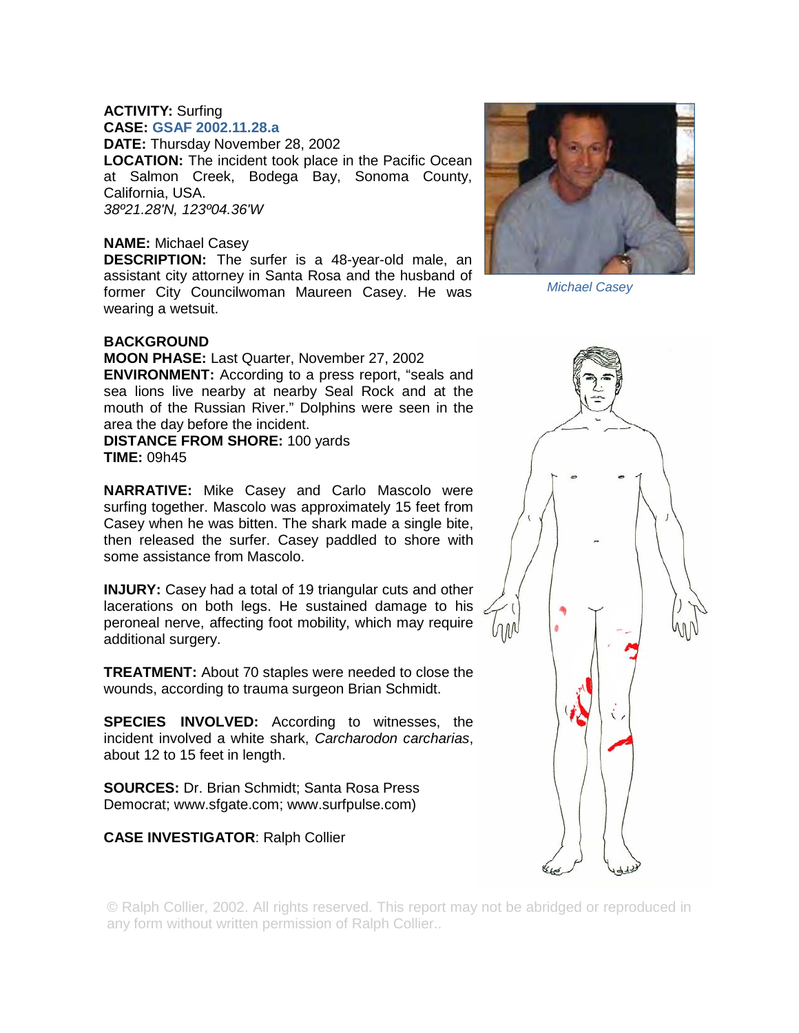**ACTIVITY:** Surfing
**CASE:** GSAF 2002.11.28.a
**DATE:** Thursday November 28, 2002
**LOCATION:** The incident took place in the Pacific Ocean at Salmon Creek, Bodega Bay, Sonoma County, California, USA.
*38º21.28'N, 123º04.36'W*

**NAME:** Michael Casey
**DESCRIPTION:** The surfer is a 48-year-old male, an assistant city attorney in Santa Rosa and the husband of former City Councilwoman Maureen Casey. He was wearing a wetsuit.

*Michael Casey*

**BACKGROUND**
**MOON PHASE:** Last Quarter, November 27, 2002
**ENVIRONMENT:** According to a press report, "seals and sea lions live nearby at nearby Seal Rock and at the mouth of the Russian River." Dolphins were seen in the area the day before the incident.
**DISTANCE FROM SHORE:** 100 yards
**TIME:** 09h45

**NARRATIVE:** Mike Casey and Carlo Mascolo were surfing together. Mascolo was approximately 15 feet from Casey when he was bitten. The shark made a single bite, then released the surfer. Casey paddled to shore with some assistance from Mascolo.

**INJURY:** Casey had a total of 19 triangular cuts and other lacerations on both legs. He sustained damage to his peroneal nerve, affecting foot mobility, which may require additional surgery.

**TREATMENT:** About 70 staples were needed to close the wounds, according to trauma surgeon Brian Schmidt.

**SPECIES INVOLVED:** According to witnesses, the incident involved a white shark, *Carcharodon carcharias*, about 12 to 15 feet in length.

**SOURCES:** Dr. Brian Schmidt; Santa Rosa Press Democrat; www.sfgate.com; www.surfpulse.com)

**CASE INVESTIGATOR**: Ralph Collier

© Ralph Collier, 2002. All rights reserved. This report may not be abridged or reproduced in any form without written permission of Ralph Collier..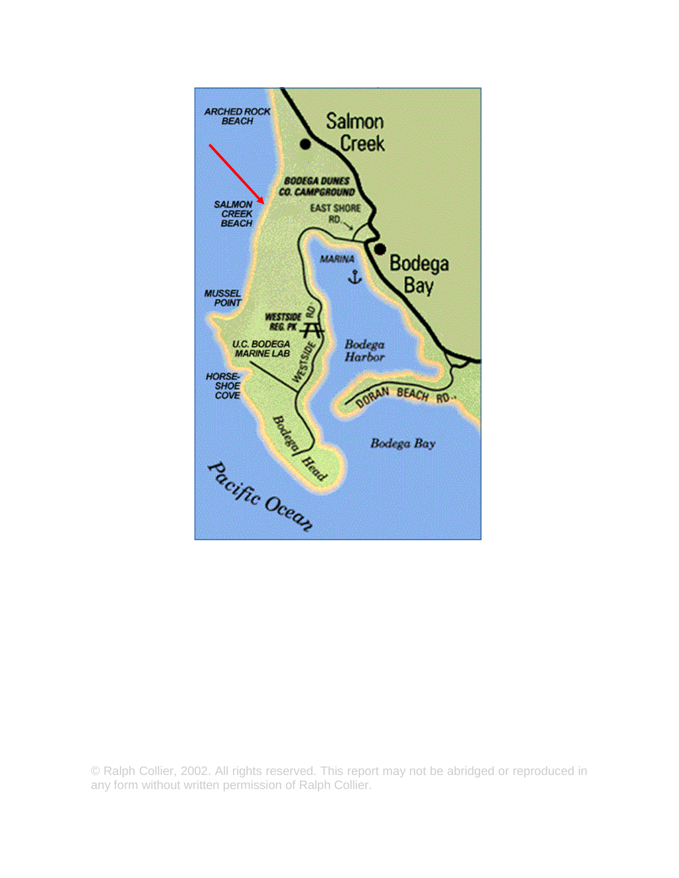ARCHED ROCK BEACH

Salmon Creek

BODEGA DUNES CO. CAMPGROUND

SALMON CREEK BEACH

EAST SHORE RD.

MARINA

Bodega Bay

MUSSEL POINT

WESTSIDE REG. PK

WESTSIDE RD

U.C. BODEGA MARINE LAB

Bodega Harbor

HORSE-SHOE COVE

DORAN BEACH RD.

Bodega Head

Bodega Bay

Pacific Ocean

© Ralph Collier, 2002. All rights reserved. This report may not be abridged or reproduced in any form without written permission of Ralph Collier.